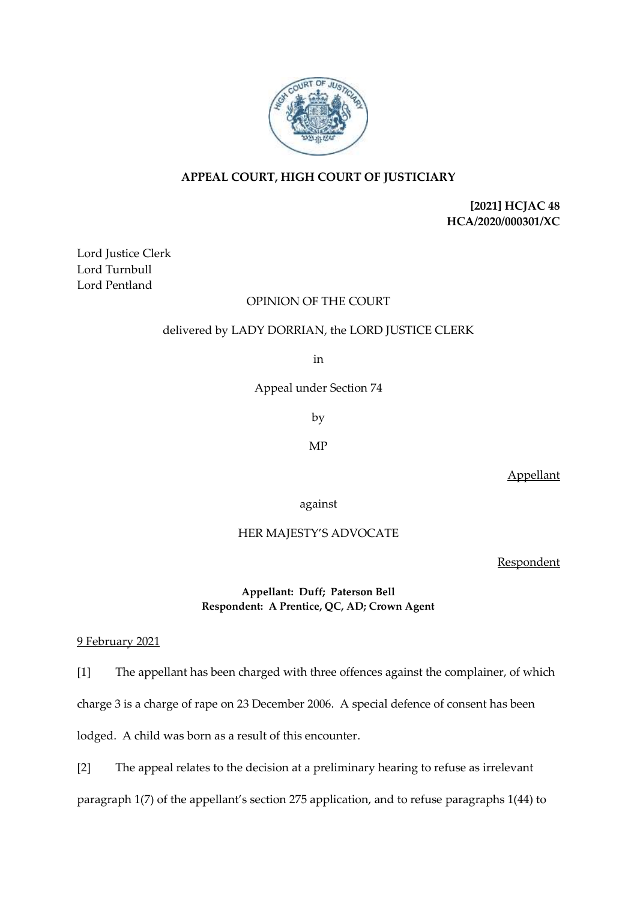# APPEAL COURT, HIGH COURT OF JUSTICIARY

**[2021] HCJAC 48**
**HCA/2020/000301/XC**

Lord Justice Clerk
Lord Turnbull
Lord Pentland

OPINION OF THE COURT

delivered by LADY DORRIAN, the LORD JUSTICE CLERK

in

Appeal under Section 74

by

MP

Appellant

against

HER MAJESTY'S ADVOCATE

Respondent

**Appellant: Duff; Paterson Bell**
**Respondent: A Prentice, QC, AD; Crown Agent**

9 February 2021

[1] The appellant has been charged with three offences against the complainer, of which charge 3 is a charge of rape on 23 December 2006. A special defence of consent has been lodged. A child was born as a result of this encounter.

[2] The appeal relates to the decision at a preliminary hearing to refuse as irrelevant paragraph 1(7) of the appellant's section 275 application, and to refuse paragraphs 1(44) to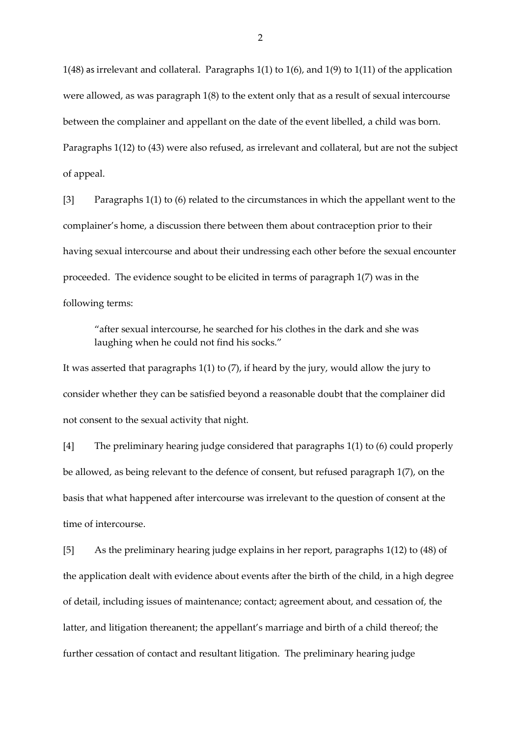1(48) as irrelevant and collateral. Paragraphs 1(1) to 1(6), and 1(9) to 1(11) of the application were allowed, as was paragraph 1(8) to the extent only that as a result of sexual intercourse between the complainer and appellant on the date of the event libelled, a child was born. Paragraphs 1(12) to (43) were also refused, as irrelevant and collateral, but are not the subject of appeal.

[3] Paragraphs 1(1) to (6) related to the circumstances in which the appellant went to the complainer's home, a discussion there between them about contraception prior to their having sexual intercourse and about their undressing each other before the sexual encounter proceeded. The evidence sought to be elicited in terms of paragraph 1(7) was in the following terms:

> "after sexual intercourse, he searched for his clothes in the dark and she was laughing when he could not find his socks."

It was asserted that paragraphs 1(1) to (7), if heard by the jury, would allow the jury to consider whether they can be satisfied beyond a reasonable doubt that the complainer did not consent to the sexual activity that night.

[4] The preliminary hearing judge considered that paragraphs 1(1) to (6) could properly be allowed, as being relevant to the defence of consent, but refused paragraph 1(7), on the basis that what happened after intercourse was irrelevant to the question of consent at the time of intercourse.

[5] As the preliminary hearing judge explains in her report, paragraphs 1(12) to (48) of the application dealt with evidence about events after the birth of the child, in a high degree of detail, including issues of maintenance; contact; agreement about, and cessation of, the latter, and litigation thereanent; the appellant's marriage and birth of a child thereof; the further cessation of contact and resultant litigation. The preliminary hearing judge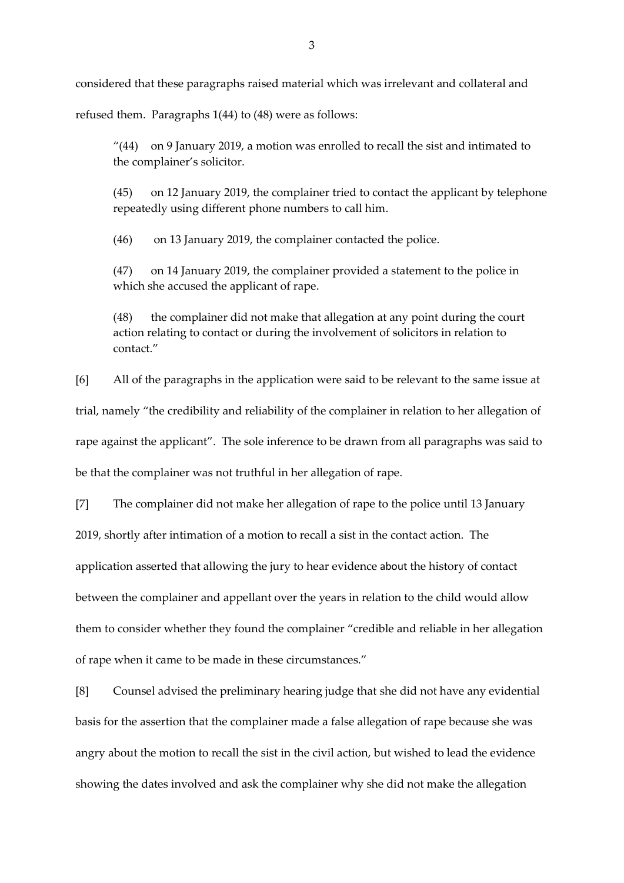considered that these paragraphs raised material which was irrelevant and collateral and refused them. Paragraphs 1(44) to (48) were as follows:

> "(44) on 9 January 2019, a motion was enrolled to recall the sist and intimated to the complainer's solicitor.
>
> (45) on 12 January 2019, the complainer tried to contact the applicant by telephone repeatedly using different phone numbers to call him.
>
> (46) on 13 January 2019, the complainer contacted the police.
>
> (47) on 14 January 2019, the complainer provided a statement to the police in which she accused the applicant of rape.
>
> (48) the complainer did not make that allegation at any point during the court action relating to contact or during the involvement of solicitors in relation to contact."

[6] All of the paragraphs in the application were said to be relevant to the same issue at trial, namely "the credibility and reliability of the complainer in relation to her allegation of rape against the applicant". The sole inference to be drawn from all paragraphs was said to be that the complainer was not truthful in her allegation of rape.

[7] The complainer did not make her allegation of rape to the police until 13 January 2019, shortly after intimation of a motion to recall a sist in the contact action. The application asserted that allowing the jury to hear evidence about the history of contact between the complainer and appellant over the years in relation to the child would allow them to consider whether they found the complainer "credible and reliable in her allegation of rape when it came to be made in these circumstances."

[8] Counsel advised the preliminary hearing judge that she did not have any evidential basis for the assertion that the complainer made a false allegation of rape because she was angry about the motion to recall the sist in the civil action, but wished to lead the evidence showing the dates involved and ask the complainer why she did not make the allegation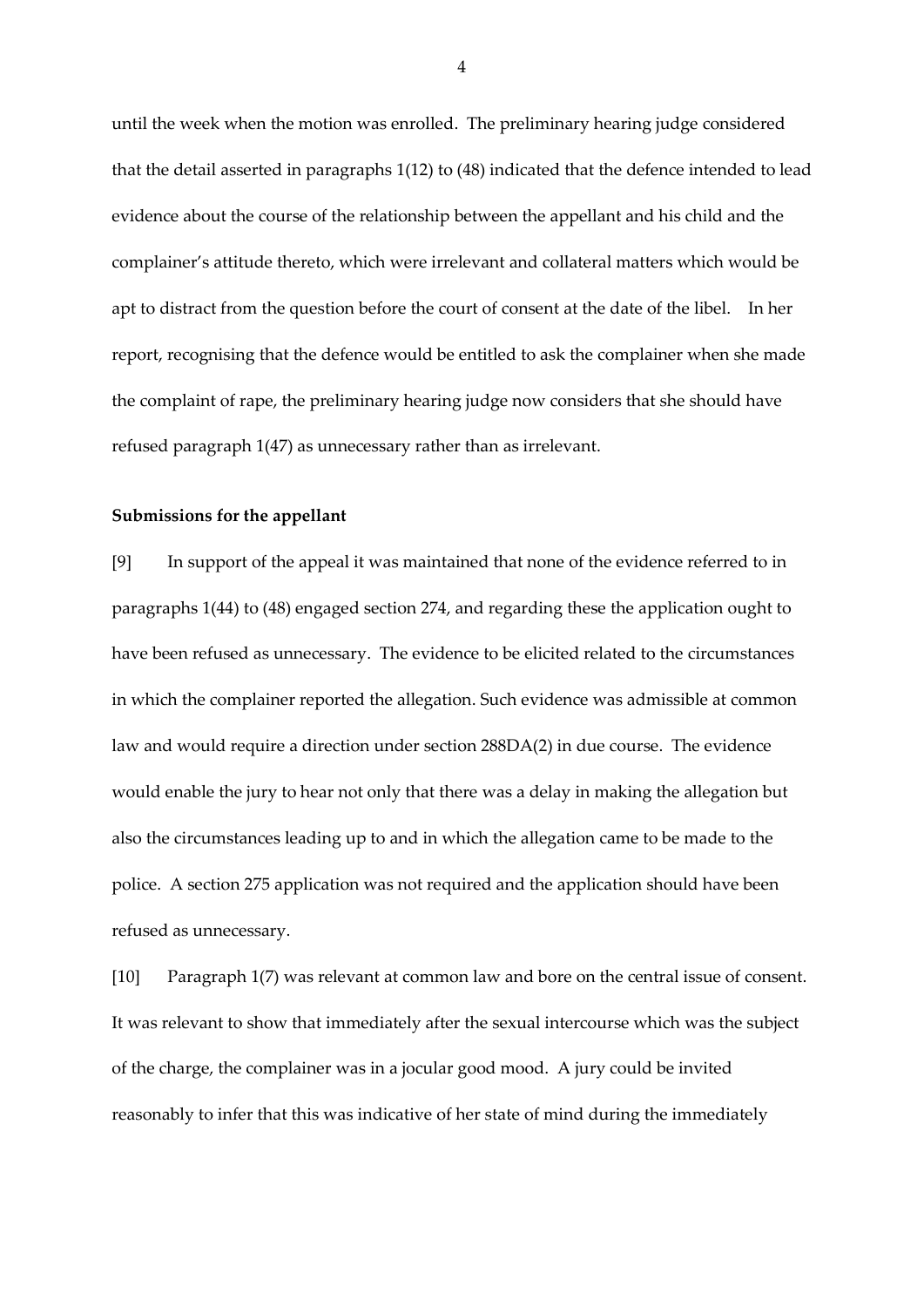until the week when the motion was enrolled. The preliminary hearing judge considered that the detail asserted in paragraphs 1(12) to (48) indicated that the defence intended to lead evidence about the course of the relationship between the appellant and his child and the complainer's attitude thereto, which were irrelevant and collateral matters which would be apt to distract from the question before the court of consent at the date of the libel. In her report, recognising that the defence would be entitled to ask the complainer when she made the complaint of rape, the preliminary hearing judge now considers that she should have refused paragraph 1(47) as unnecessary rather than as irrelevant.

**Submissions for the appellant**

[9] In support of the appeal it was maintained that none of the evidence referred to in paragraphs 1(44) to (48) engaged section 274, and regarding these the application ought to have been refused as unnecessary. The evidence to be elicited related to the circumstances in which the complainer reported the allegation. Such evidence was admissible at common law and would require a direction under section 288DA(2) in due course. The evidence would enable the jury to hear not only that there was a delay in making the allegation but also the circumstances leading up to and in which the allegation came to be made to the police. A section 275 application was not required and the application should have been refused as unnecessary.

[10] Paragraph 1(7) was relevant at common law and bore on the central issue of consent. It was relevant to show that immediately after the sexual intercourse which was the subject of the charge, the complainer was in a jocular good mood. A jury could be invited reasonably to infer that this was indicative of her state of mind during the immediately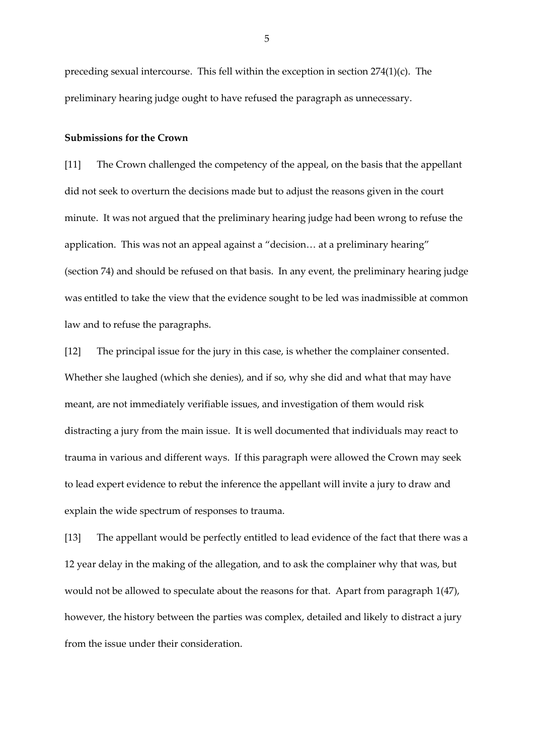preceding sexual intercourse. This fell within the exception in section 274(1)(c). The preliminary hearing judge ought to have refused the paragraph as unnecessary.

**Submissions for the Crown**

[11] The Crown challenged the competency of the appeal, on the basis that the appellant did not seek to overturn the decisions made but to adjust the reasons given in the court minute. It was not argued that the preliminary hearing judge had been wrong to refuse the application. This was not an appeal against a "decision… at a preliminary hearing" (section 74) and should be refused on that basis. In any event, the preliminary hearing judge was entitled to take the view that the evidence sought to be led was inadmissible at common law and to refuse the paragraphs.

[12] The principal issue for the jury in this case, is whether the complainer consented. Whether she laughed (which she denies), and if so, why she did and what that may have meant, are not immediately verifiable issues, and investigation of them would risk distracting a jury from the main issue. It is well documented that individuals may react to trauma in various and different ways. If this paragraph were allowed the Crown may seek to lead expert evidence to rebut the inference the appellant will invite a jury to draw and explain the wide spectrum of responses to trauma.

[13] The appellant would be perfectly entitled to lead evidence of the fact that there was a 12 year delay in the making of the allegation, and to ask the complainer why that was, but would not be allowed to speculate about the reasons for that. Apart from paragraph 1(47), however, the history between the parties was complex, detailed and likely to distract a jury from the issue under their consideration.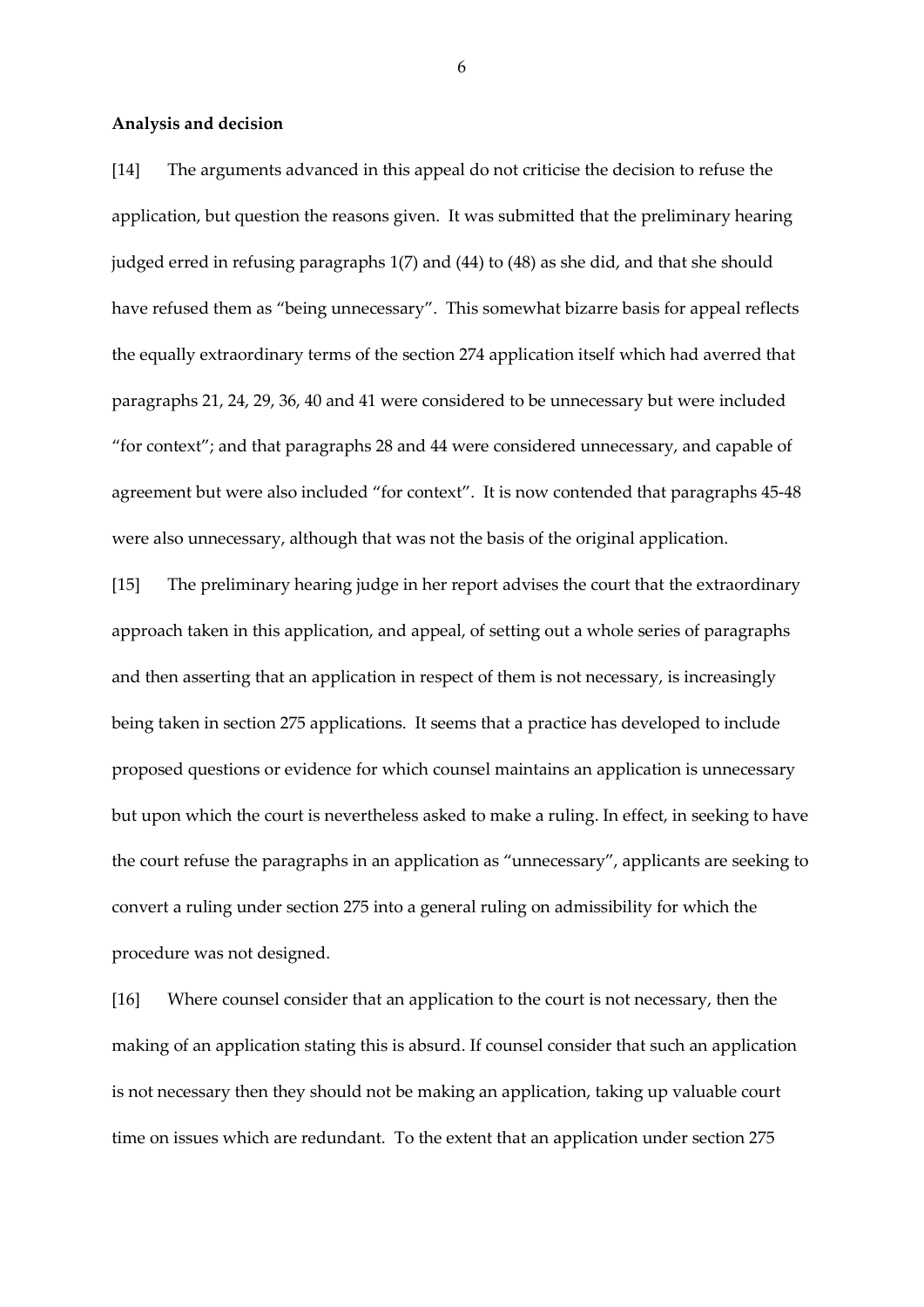**Analysis and decision**

[14] The arguments advanced in this appeal do not criticise the decision to refuse the application, but question the reasons given. It was submitted that the preliminary hearing judged erred in refusing paragraphs 1(7) and (44) to (48) as she did, and that she should have refused them as "being unnecessary". This somewhat bizarre basis for appeal reflects the equally extraordinary terms of the section 274 application itself which had averred that paragraphs 21, 24, 29, 36, 40 and 41 were considered to be unnecessary but were included "for context"; and that paragraphs 28 and 44 were considered unnecessary, and capable of agreement but were also included "for context". It is now contended that paragraphs 45-48 were also unnecessary, although that was not the basis of the original application.

[15] The preliminary hearing judge in her report advises the court that the extraordinary approach taken in this application, and appeal, of setting out a whole series of paragraphs and then asserting that an application in respect of them is not necessary, is increasingly being taken in section 275 applications. It seems that a practice has developed to include proposed questions or evidence for which counsel maintains an application is unnecessary but upon which the court is nevertheless asked to make a ruling. In effect, in seeking to have the court refuse the paragraphs in an application as "unnecessary", applicants are seeking to convert a ruling under section 275 into a general ruling on admissibility for which the procedure was not designed.

[16] Where counsel consider that an application to the court is not necessary, then the making of an application stating this is absurd. If counsel consider that such an application is not necessary then they should not be making an application, taking up valuable court time on issues which are redundant. To the extent that an application under section 275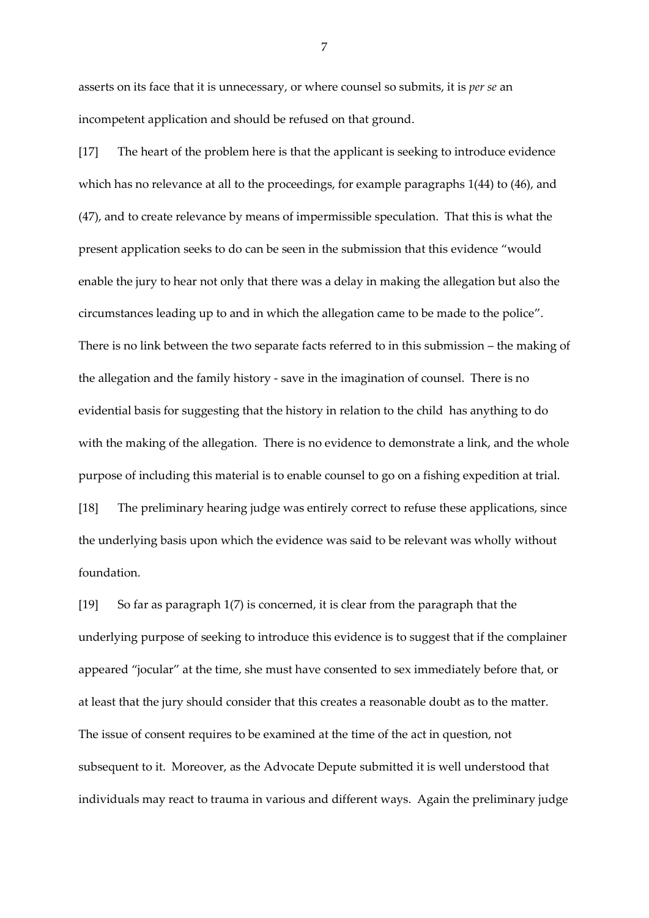asserts on its face that it is unnecessary, or where counsel so submits, it is *per se* an incompetent application and should be refused on that ground.

[17] The heart of the problem here is that the applicant is seeking to introduce evidence which has no relevance at all to the proceedings, for example paragraphs 1(44) to (46), and (47), and to create relevance by means of impermissible speculation. That this is what the present application seeks to do can be seen in the submission that this evidence "would enable the jury to hear not only that there was a delay in making the allegation but also the circumstances leading up to and in which the allegation came to be made to the police". There is no link between the two separate facts referred to in this submission – the making of the allegation and the family history - save in the imagination of counsel. There is no evidential basis for suggesting that the history in relation to the child has anything to do with the making of the allegation. There is no evidence to demonstrate a link, and the whole purpose of including this material is to enable counsel to go on a fishing expedition at trial.

[18] The preliminary hearing judge was entirely correct to refuse these applications, since the underlying basis upon which the evidence was said to be relevant was wholly without foundation.

[19] So far as paragraph 1(7) is concerned, it is clear from the paragraph that the underlying purpose of seeking to introduce this evidence is to suggest that if the complainer appeared "jocular" at the time, she must have consented to sex immediately before that, or at least that the jury should consider that this creates a reasonable doubt as to the matter. The issue of consent requires to be examined at the time of the act in question, not subsequent to it. Moreover, as the Advocate Depute submitted it is well understood that individuals may react to trauma in various and different ways. Again the preliminary judge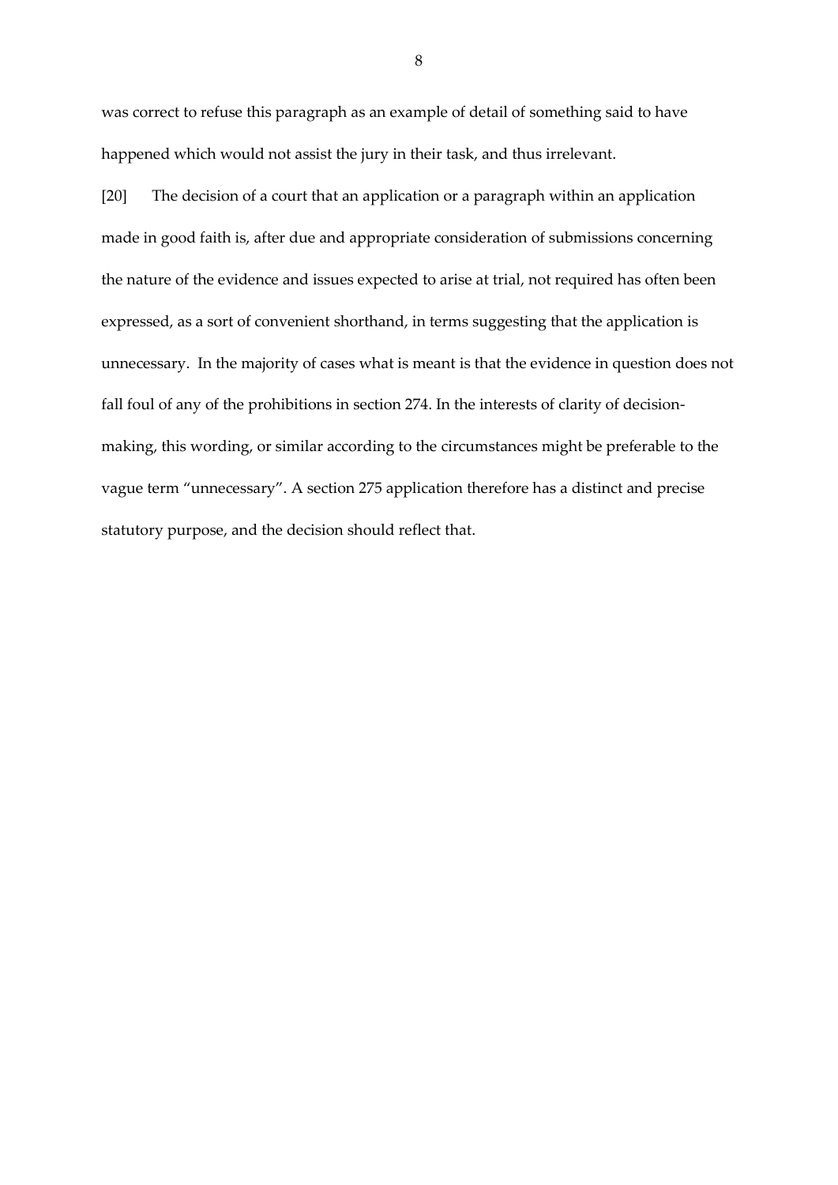was correct to refuse this paragraph as an example of detail of something said to have happened which would not assist the jury in their task, and thus irrelevant.

[20] The decision of a court that an application or a paragraph within an application made in good faith is, after due and appropriate consideration of submissions concerning the nature of the evidence and issues expected to arise at trial, not required has often been expressed, as a sort of convenient shorthand, in terms suggesting that the application is unnecessary. In the majority of cases what is meant is that the evidence in question does not fall foul of any of the prohibitions in section 274. In the interests of clarity of decision-making, this wording, or similar according to the circumstances might be preferable to the vague term "unnecessary". A section 275 application therefore has a distinct and precise statutory purpose, and the decision should reflect that.